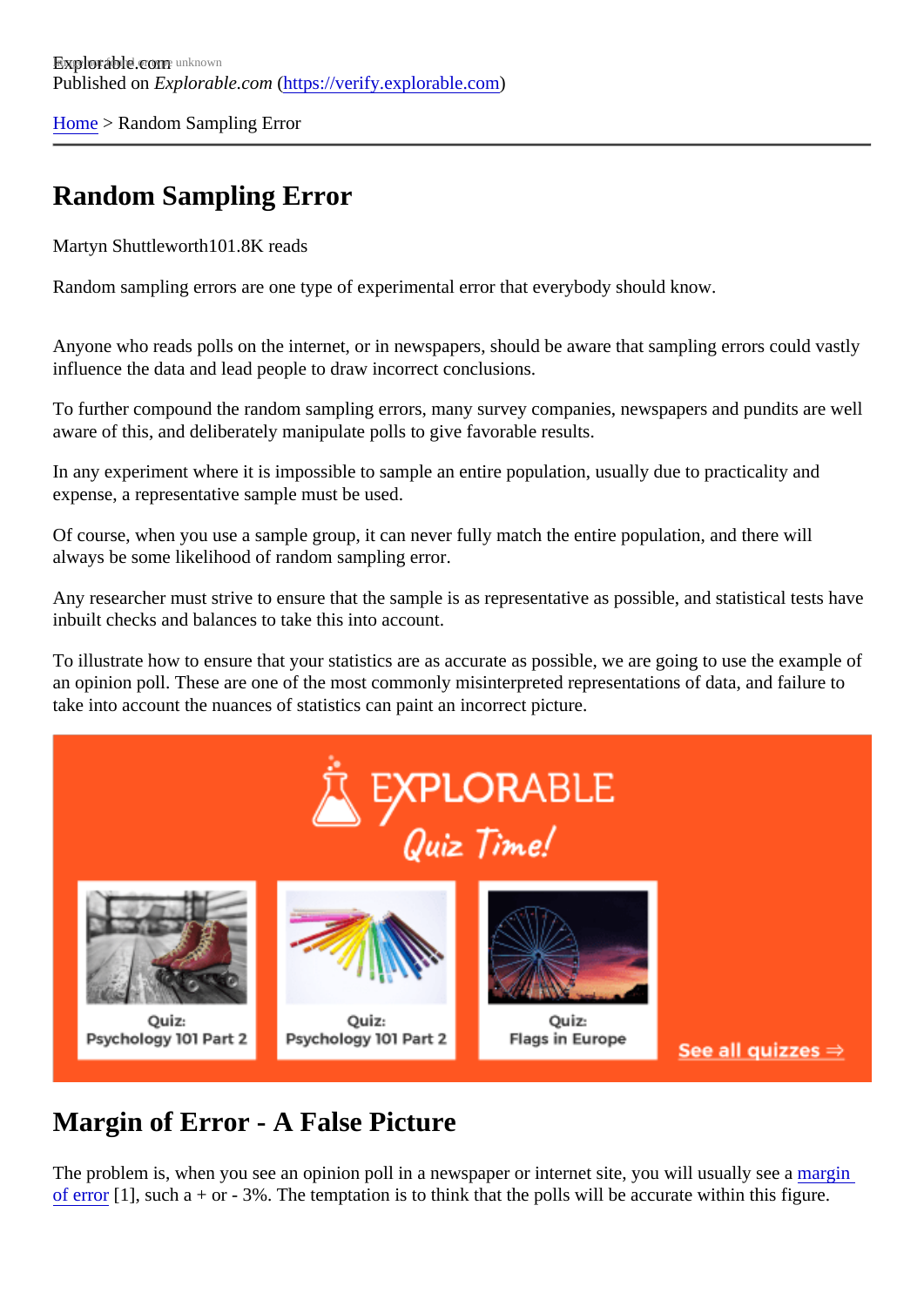Explorable.com

Published on *Explorable.com* (https://verify.explorable.com)

Home > Random Sampling Error

# Random Sampling Error

Martyn Shuttleworth101.8K reads

Random sampling errors are one type of experimental error that everybody should know.

Anyone who reads polls on the internet, or in newspapers, should be aware that sampling errors could vastly influence the data and lead people to draw incorrect conclusions.

To further compound the random sampling errors, many survey companies, newspapers and pundits are well aware of this, and deliberately manipulate polls to give favorable results.

In any experiment where it is impossible to sample an entire population, usually due to practicality and expense, a representative sample must be used.

Of course, when you use a sample group, it can never fully match the entire population, and there will always be some likelihood of random sampling error.

Any researcher must strive to ensure that the sample is as representative as possible, and statistical tests have inbuilt checks and balances to take this into account.

To illustrate how to ensure that your statistics are as accurate as possible, we are going to use the example of an opinion poll. These are one of the most commonly misinterpreted representations of data, and failure to take into account the nuances of statistics can paint an incorrect picture.

## Margin of Error - A False Picture

The problem is, when you see an opinion poll in a newspaper or internet site, you will usually see a margin of error [1], such a + or - 3%. The temptation is to think that the polls will be accurate within this figure.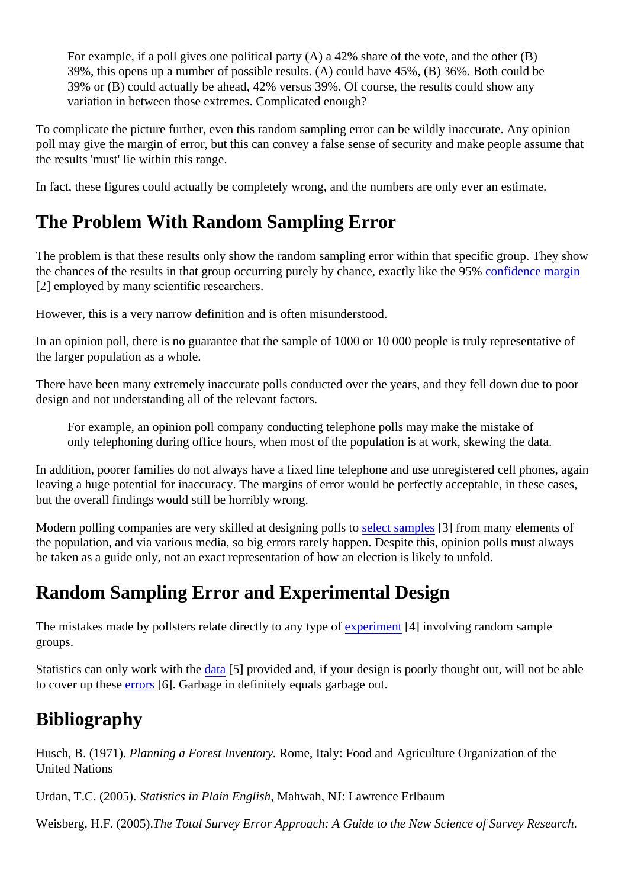For example, if a poll gives one political party (A) a 42% share of the vote, and the other (B) 39%, this opens up a number of possible results. (A) could have 45%, (B) 36%. Both could be 39% or (B) could actually be ahead, 42% versus 39%. Of course, the results could show any variation in between those extremes. Complicated enough?

To complicate the picture further, even this random sampling error can be wildly inaccurate. Any opinion poll may give the margin of error, but this can convey a false sense of security and make people assume that the results 'must' lie within this range.

In fact, these figures could actually be completely wrong, and the numbers are only ever an estimate.

## The Problem With Random Sampling Error

The problem is that these results only show the random sampling error within that specific group. They show the chances of the results in that group occurring purely by chance, exactly like the 95% confidence margin [2] employed by many scientific researchers.

However, this is a very narrow definition and is often misunderstood.

In an opinion poll, there is no guarantee that the sample of 1000 or 10 000 people is truly representative of the larger population as a whole.

There have been many extremely inaccurate polls conducted over the years, and they fell down due to poor design and not understanding all of the relevant factors.

For example, an opinion poll company conducting telephone polls may make the mistake of only telephoning during office hours, when most of the population is at work, skewing the data.

In addition, poorer families do not always have a fixed line telephone and use unregistered cell phones, again leaving a huge potential for inaccuracy. The margins of error would be perfectly acceptable, in these cases, but the overall findings would still be horribly wrong.

Modern polling companies are very skilled at designing polls to select samples [3] from many elements of the population, and via various media, so big errors rarely happen. Despite this, opinion polls must always be taken as a guide only, not an exact representation of how an election is likely to unfold.

## Random Sampling Error and Experimental Design

The mistakes made by pollsters relate directly to any type of experiment [4] involving random sample groups.

Statistics can only work with the data [5] provided and, if your design is poorly thought out, will not be able to cover up these errors [6]. Garbage in definitely equals garbage out.

## Bibliography

Husch, B. (1971). *Planning a Forest Inventory*. Rome, Italy: Food and Agriculture Organization of the United Nations

Urdan, T.C. (2005). *Statistics in Plain English*, Mahwah, NJ: Lawrence Erlbaum

Weisberg, H.F. (2005). *The Total Survey Error Approach: A Guide to the New Science of Survey Research.*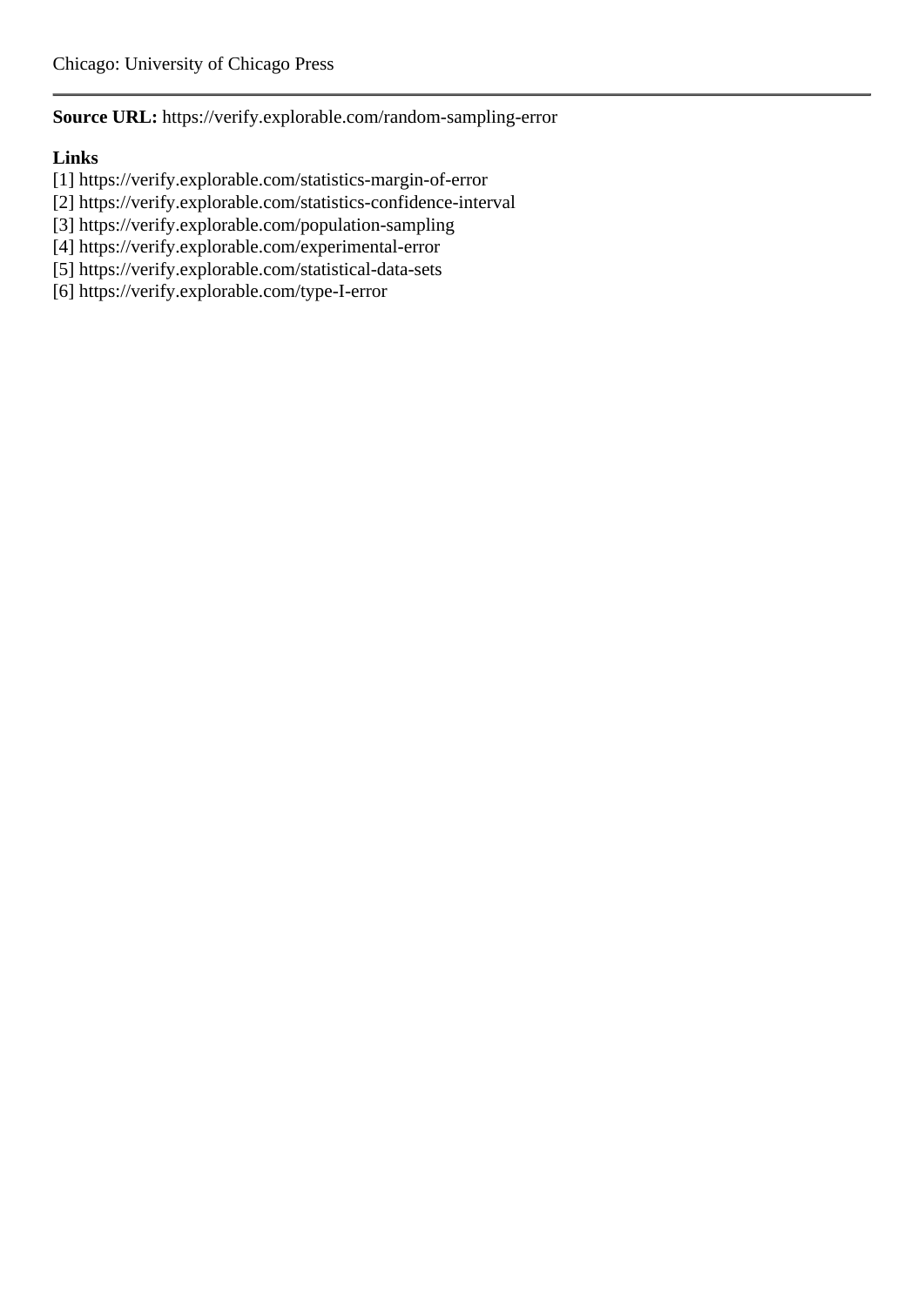Chicago: University of Chicago Press

---

**Source URL:** https://verify.explorable.com/random-sampling-error

**Links**

[1] https://verify.explorable.com/statistics-margin-of-error
[2] https://verify.explorable.com/statistics-confidence-interval
[3] https://verify.explorable.com/population-sampling
[4] https://verify.explorable.com/experimental-error
[5] https://verify.explorable.com/statistical-data-sets
[6] https://verify.explorable.com/type-I-error